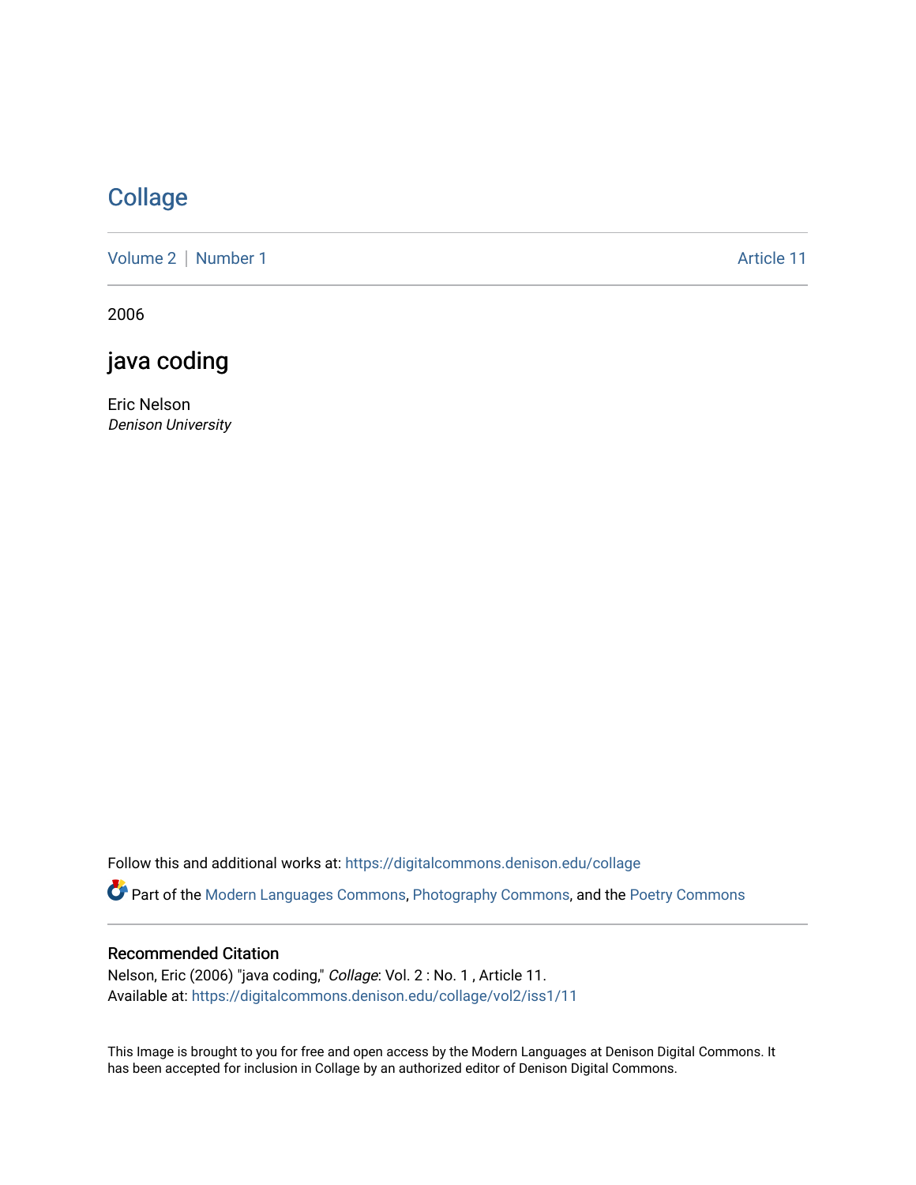# Collage

Volume 2 | Number 1 | Article 11

2006

## java coding

Eric Nelson
*Denison University*

Follow this and additional works at: https://digitalcommons.denison.edu/collage

Part of the Modern Languages Commons, Photography Commons, and the Poetry Commons

### Recommended Citation

Nelson, Eric (2006) "java coding," *Collage*: Vol. 2 : No. 1 , Article 11.
Available at: https://digitalcommons.denison.edu/collage/vol2/iss1/11

This Image is brought to you for free and open access by the Modern Languages at Denison Digital Commons. It has been accepted for inclusion in Collage by an authorized editor of Denison Digital Commons.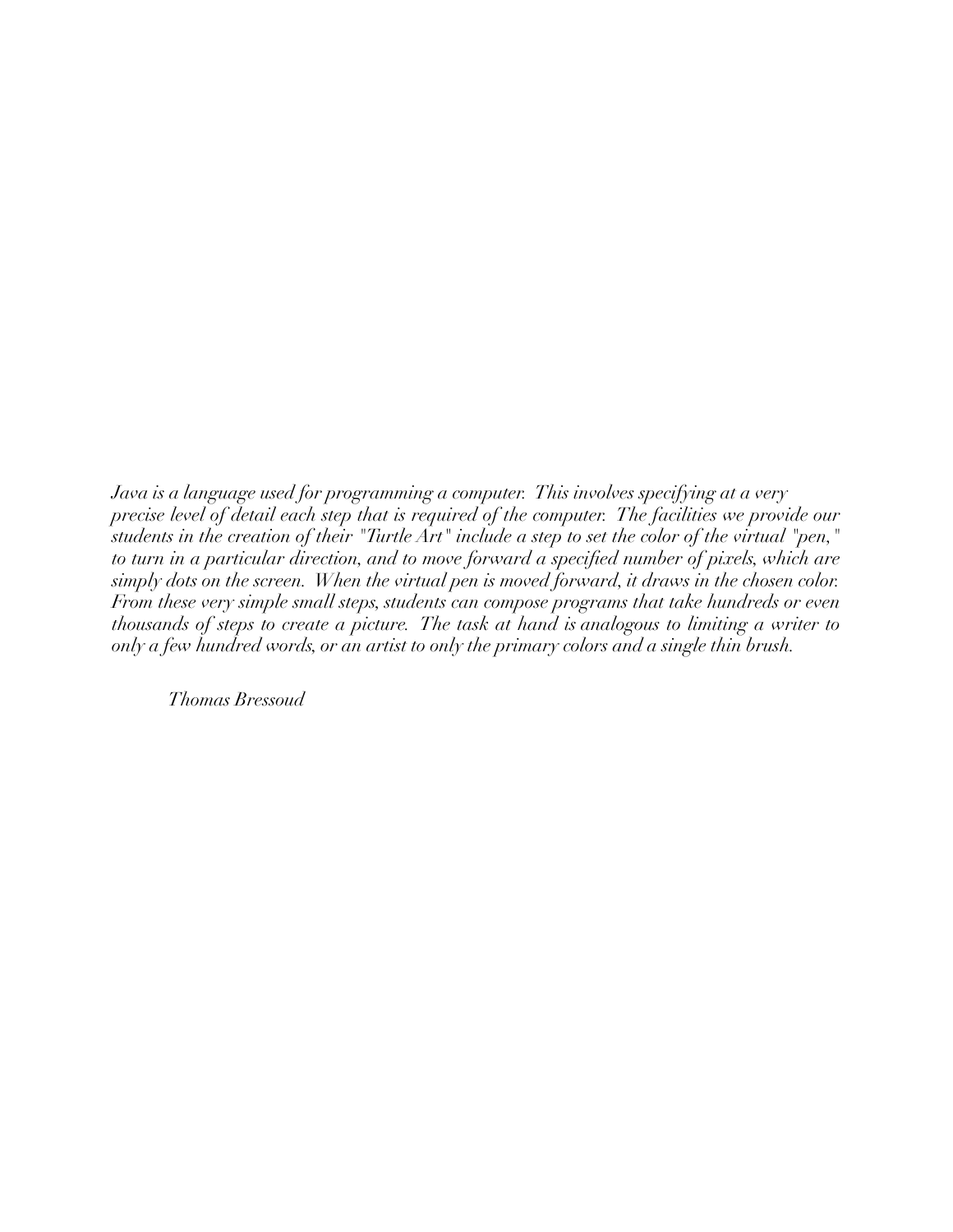*Java is a language used for programming a computer. This involves specifying at a very precise level of detail each step that is required of the computer. The facilities we provide our students in the creation of their "Turtle Art" include a step to set the color of the virtual "pen," to turn in a particular direction, and to move forward a specified number of pixels, which are simply dots on the screen. When the virtual pen is moved forward, it draws in the chosen color. From these very simple small steps, students can compose programs that take hundreds or even thousands of steps to create a picture. The task at hand is analogous to limiting a writer to only a few hundred words, or an artist to only the primary colors and a single thin brush.*

*Thomas Bressoud*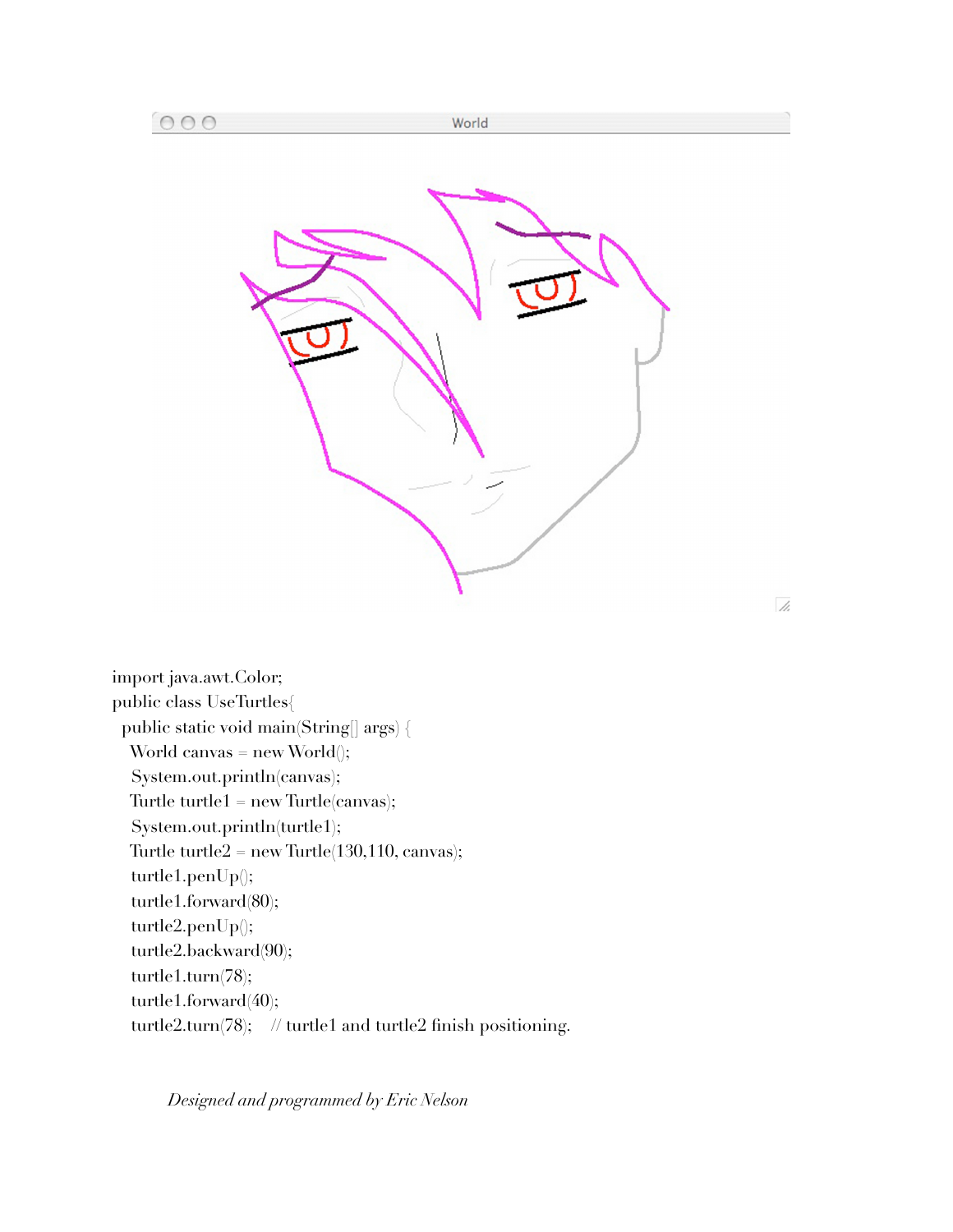World

```
import java.awt.Color;
public class UseTurtles{
  public static void main(String[] args) {
    World canvas = new World();
    System.out.println(canvas);
    Turtle turtle1 = new Turtle(canvas);
    System.out.println(turtle1);
    Turtle turtle2 = new Turtle(130,110, canvas);
    turtle1.penUp();
    turtle1.forward(80);
    turtle2.penUp();
    turtle2.backward(90);
    turtle1.turn(78);
    turtle1.forward(40);
    turtle2.turn(78);    // turtle1 and turtle2 finish positioning.
```

*Designed and programmed by Eric Nelson*